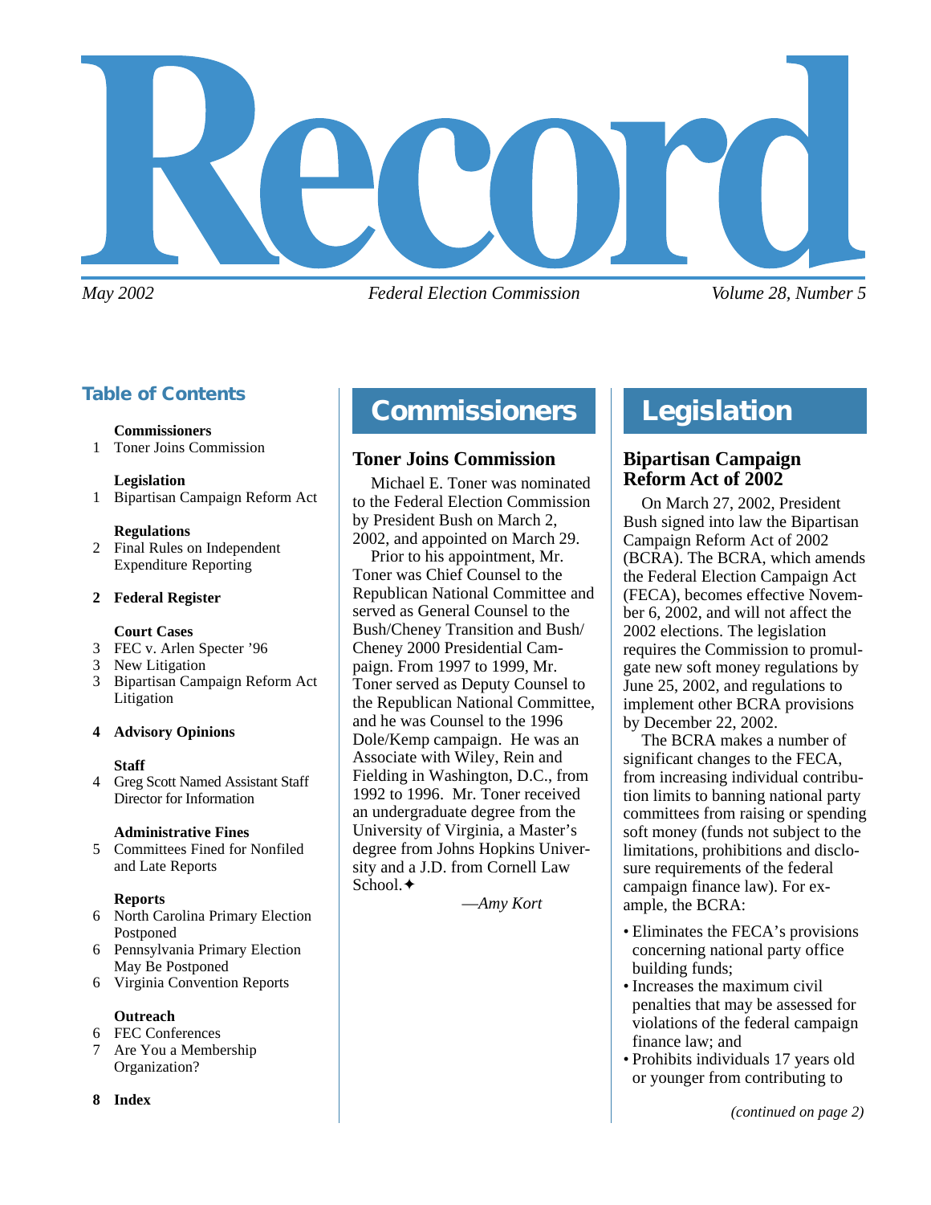# Record

*May 2002* *Federal Election Commission* *Volume 28, Number 5*

## Table of Contents

**Commissioners**
1 Toner Joins Commission

**Legislation**
1 Bipartisan Campaign Reform Act

**Regulations**
2 Final Rules on Independent Expenditure Reporting

**2 Federal Register**

**Court Cases**
3 FEC v. Arlen Specter '96
3 New Litigation
3 Bipartisan Campaign Reform Act Litigation

**4 Advisory Opinions**

**Staff**
4 Greg Scott Named Assistant Staff Director for Information

**Administrative Fines**
5 Committees Fined for Nonfiled and Late Reports

**Reports**
6 North Carolina Primary Election Postponed
6 Pennsylvania Primary Election May Be Postponed
6 Virginia Convention Reports

**Outreach**
6 FEC Conferences
7 Are You a Membership Organization?

**8 Index**

## Commissioners

### Toner Joins Commission

Michael E. Toner was nominated to the Federal Election Commission by President Bush on March 2, 2002, and appointed on March 29.

Prior to his appointment, Mr. Toner was Chief Counsel to the Republican National Committee and served as General Counsel to the Bush/Cheney Transition and Bush/Cheney 2000 Presidential Campaign. From 1997 to 1999, Mr. Toner served as Deputy Counsel to the Republican National Committee, and he was Counsel to the 1996 Dole/Kemp campaign. He was an Associate with Wiley, Rein and Fielding in Washington, D.C., from 1992 to 1996. Mr. Toner received an undergraduate degree from the University of Virginia, a Master's degree from Johns Hopkins University and a J.D. from Cornell Law School.✦

—*Amy Kort*

## Legislation

### Bipartisan Campaign Reform Act of 2002

On March 27, 2002, President Bush signed into law the Bipartisan Campaign Reform Act of 2002 (BCRA). The BCRA, which amends the Federal Election Campaign Act (FECA), becomes effective November 6, 2002, and will not affect the 2002 elections. The legislation requires the Commission to promulgate new soft money regulations by June 25, 2002, and regulations to implement other BCRA provisions by December 22, 2002.

The BCRA makes a number of significant changes to the FECA, from increasing individual contribution limits to banning national party committees from raising or spending soft money (funds not subject to the limitations, prohibitions and disclosure requirements of the federal campaign finance law). For example, the BCRA:

- Eliminates the FECA's provisions concerning national party office building funds;
- Increases the maximum civil penalties that may be assessed for violations of the federal campaign finance law; and
- Prohibits individuals 17 years old or younger from contributing to

*(continued on page 2)*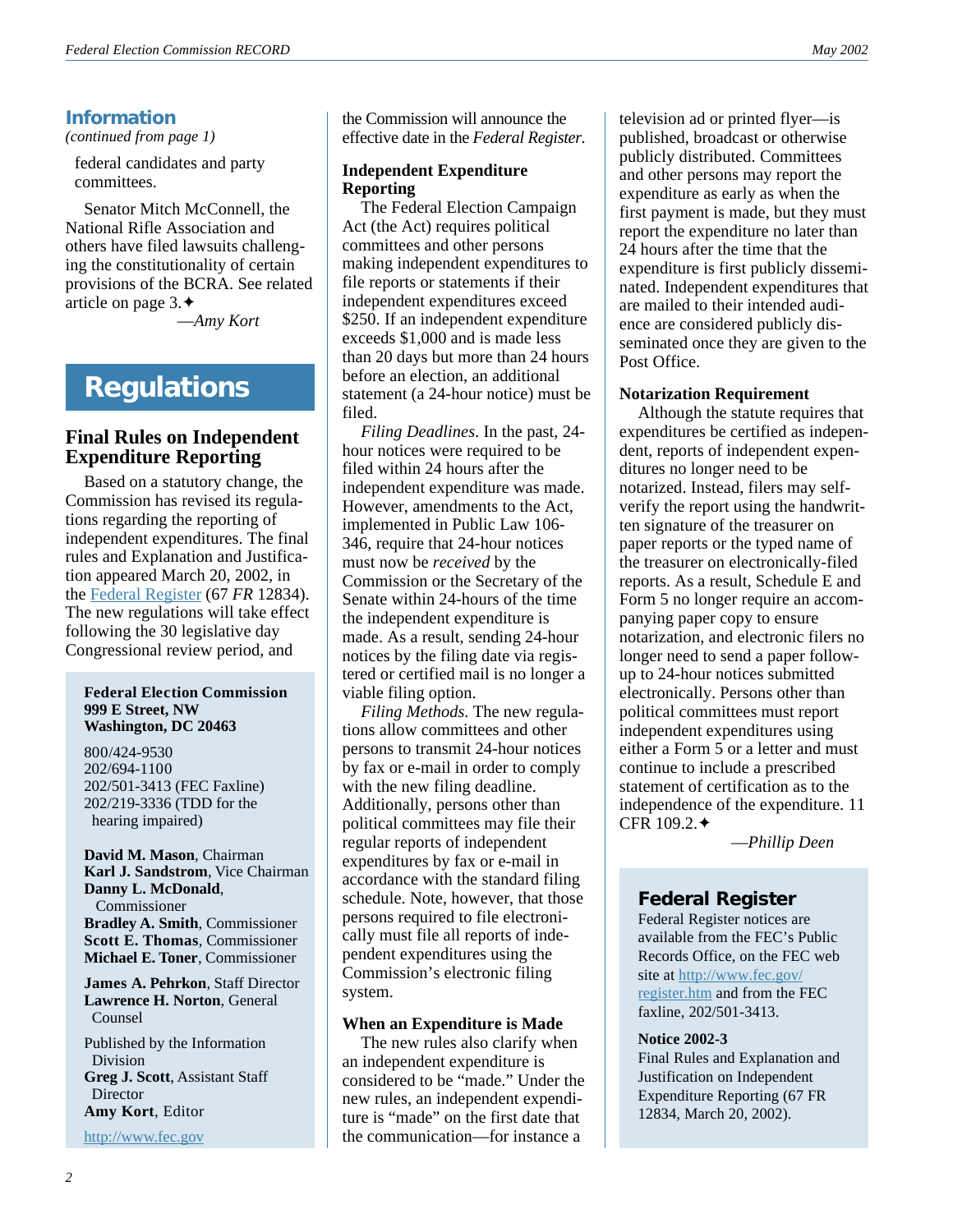## Information

*(continued from page 1)*

federal candidates and party committees.

Senator Mitch McConnell, the National Rifle Association and others have filed lawsuits challenging the constitutionality of certain provisions of the BCRA. See related article on page 3.✦

—*Amy Kort*

# Regulations

## Final Rules on Independent Expenditure Reporting

Based on a statutory change, the Commission has revised its regulations regarding the reporting of independent expenditures. The final rules and Explanation and Justification appeared March 20, 2002, in the Federal Register (67 *FR* 12834). The new regulations will take effect following the 30 legislative day Congressional review period, and the Commission will announce the effective date in the *Federal Register*.

### Independent Expenditure Reporting

The Federal Election Campaign Act (the Act) requires political committees and other persons making independent expenditures to file reports or statements if their independent expenditures exceed $250. If an independent expenditure exceeds $1,000 and is made less than 20 days but more than 24 hours before an election, an additional statement (a 24-hour notice) must be filed.

*Filing Deadlines*. In the past, 24-hour notices were required to be filed within 24 hours after the independent expenditure was made. However, amendments to the Act, implemented in Public Law 106-346, require that 24-hour notices must now be *received* by the Commission or the Secretary of the Senate within 24-hours of the time the independent expenditure is made. As a result, sending 24-hour notices by the filing date via registered or certified mail is no longer a viable filing option.

*Filing Methods*. The new regulations allow committees and other persons to transmit 24-hour notices by fax or e-mail in order to comply with the new filing deadline. Additionally, persons other than political committees may file their regular reports of independent expenditures by fax or e-mail in accordance with the standard filing schedule. Note, however, that those persons required to file electronically must file all reports of independent expenditures using the Commission's electronic filing system.

### When an Expenditure is Made

The new rules also clarify when an independent expenditure is considered to be "made." Under the new rules, an independent expenditure is "made" on the first date that the communication—for instance a television ad or printed flyer—is published, broadcast or otherwise publicly distributed. Committees and other persons may report the expenditure as early as when the first payment is made, but they must report the expenditure no later than 24 hours after the time that the expenditure is first publicly disseminated. Independent expenditures that are mailed to their intended audience are considered publicly disseminated once they are given to the Post Office.

### Notarization Requirement

Although the statute requires that expenditures be certified as independent, reports of independent expenditures no longer need to be notarized. Instead, filers may self-verify the report using the handwritten signature of the treasurer on paper reports or the typed name of the treasurer on electronically-filed reports. As a result, Schedule E and Form 5 no longer require an accompanying paper copy to ensure notarization, and electronic filers no longer need to send a paper follow-up to 24-hour notices submitted electronically. Persons other than political committees must report independent expenditures using either a Form 5 or a letter and must continue to include a prescribed statement of certification as to the independence of the expenditure. 11 CFR 109.2.✦

—*Phillip Deen*

---

### Federal Register

Federal Register notices are available from the FEC's Public Records Office, on the FEC web site at http://www.fec.gov/register.htm and from the FEC faxline, 202/501-3413.

**Notice 2002-3**

Final Rules and Explanation and Justification on Independent Expenditure Reporting (67 FR 12834, March 20, 2002).

---

**Federal Election Commission**
**999 E Street, NW**
**Washington, DC 20463**

800/424-9530
202/694-1100
202/501-3413 (FEC Faxline)
202/219-3336 (TDD for the hearing impaired)

**David M. Mason**, Chairman
**Karl J. Sandstrom**, Vice Chairman
**Danny L. McDonald**, Commissioner
**Bradley A. Smith**, Commissioner
**Scott E. Thomas**, Commissioner
**Michael E. Toner**, Commissioner

**James A. Pehrkon**, Staff Director
**Lawrence H. Norton**, General Counsel

Published by the Information Division
**Greg J. Scott**, Assistant Staff Director
**Amy Kort**, Editor

http://www.fec.gov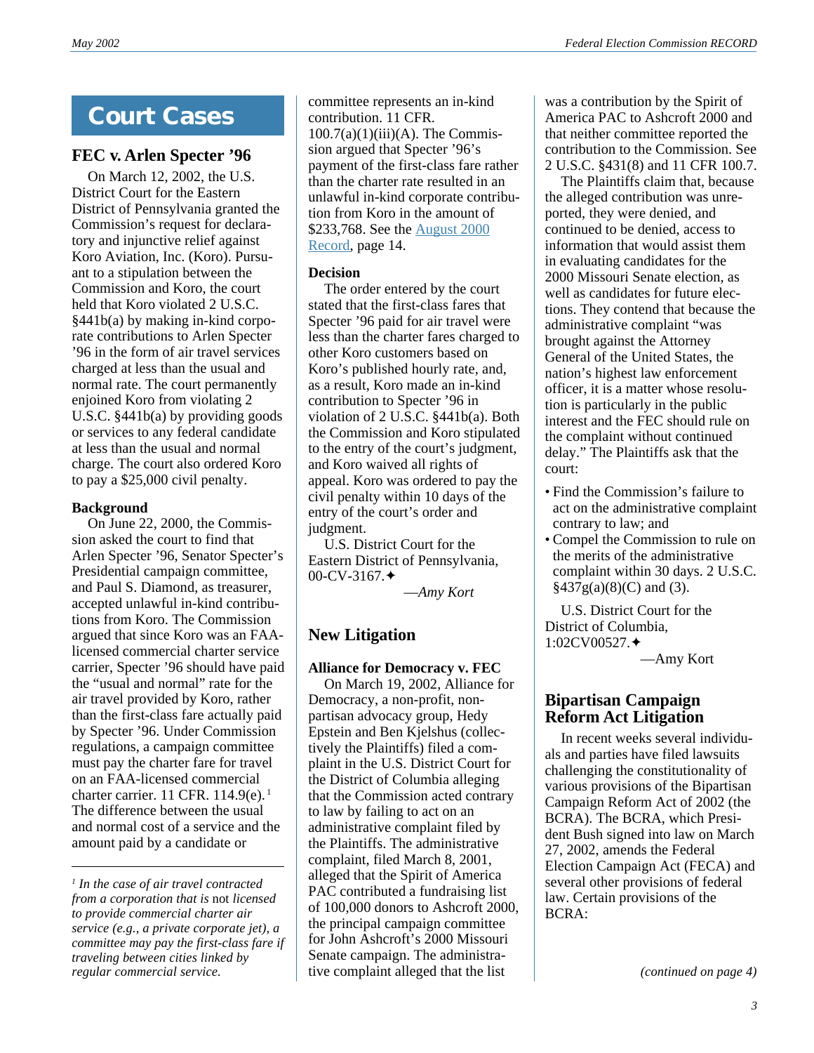# Court Cases

## FEC v. Arlen Specter '96

On March 12, 2002, the U.S. District Court for the Eastern District of Pennsylvania granted the Commission's request for declaratory and injunctive relief against Koro Aviation, Inc. (Koro). Pursuant to a stipulation between the Commission and Koro, the court held that Koro violated 2 U.S.C. §441b(a) by making in-kind corporate contributions to Arlen Specter '96 in the form of air travel services charged at less than the usual and normal rate. The court permanently enjoined Koro from violating 2 U.S.C. §441b(a) by providing goods or services to any federal candidate at less than the usual and normal charge. The court also ordered Koro to pay a $25,000 civil penalty.

### Background

On June 22, 2000, the Commission asked the court to find that Arlen Specter '96, Senator Specter's Presidential campaign committee, and Paul S. Diamond, as treasurer, accepted unlawful in-kind contributions from Koro. The Commission argued that since Koro was an FAA-licensed commercial charter service carrier, Specter '96 should have paid the "usual and normal" rate for the air travel provided by Koro, rather than the first-class fare actually paid by Specter '96. Under Commission regulations, a campaign committee must pay the charter fare for travel on an FAA-licensed commercial charter carrier. 11 CFR. 114.9(e).[1] The difference between the usual and normal cost of a service and the amount paid by a candidate or committee represents an in-kind contribution. 11 CFR. 100.7(a)(1)(iii)(A). The Commission argued that Specter '96's payment of the first-class fare rather than the charter rate resulted in an unlawful in-kind corporate contribution from Koro in the amount of $233,768. See the August 2000 Record, page 14.

### Decision

The order entered by the court stated that the first-class fares that Specter '96 paid for air travel were less than the charter fares charged to other Koro customers based on Koro's published hourly rate, and, as a result, Koro made an in-kind contribution to Specter '96 in violation of 2 U.S.C. §441b(a). Both the Commission and Koro stipulated to the entry of the court's judgment, and Koro waived all rights of appeal. Koro was ordered to pay the civil penalty within 10 days of the entry of the court's order and judgment.

U.S. District Court for the Eastern District of Pennsylvania, 00-CV-3167.✦

*—Amy Kort*

[1] *In the case of air travel contracted from a corporation that is* not *licensed to provide commercial charter air service (e.g., a private corporate jet), a committee may pay the first-class fare if traveling between cities linked by regular commercial service.*

## New Litigation

### Alliance for Democracy v. FEC

On March 19, 2002, Alliance for Democracy, a non-profit, nonpartisan advocacy group, Hedy Epstein and Ben Kjelshus (collectively the Plaintiffs) filed a complaint in the U.S. District Court for the District of Columbia alleging that the Commission acted contrary to law by failing to act on an administrative complaint filed by the Plaintiffs. The administrative complaint, filed March 8, 2001, alleged that the Spirit of America PAC contributed a fundraising list of 100,000 donors to Ashcroft 2000, the principal campaign committee for John Ashcroft's 2000 Missouri Senate campaign. The administrative complaint alleged that the list was a contribution by the Spirit of America PAC to Ashcroft 2000 and that neither committee reported the contribution to the Commission. See 2 U.S.C. §431(8) and 11 CFR 100.7.

The Plaintiffs claim that, because the alleged contribution was unreported, they were denied, and continued to be denied, access to information that would assist them in evaluating candidates for the 2000 Missouri Senate election, as well as candidates for future elections. They contend that because the administrative complaint "was brought against the Attorney General of the United States, the nation's highest law enforcement officer, it is a matter whose resolution is particularly in the public interest and the FEC should rule on the complaint without continued delay." The Plaintiffs ask that the court:

- Find the Commission's failure to act on the administrative complaint contrary to law; and
- Compel the Commission to rule on the merits of the administrative complaint within 30 days. 2 U.S.C. §437g(a)(8)(C) and (3).

U.S. District Court for the District of Columbia, 1:02CV00527.✦

—Amy Kort

## Bipartisan Campaign Reform Act Litigation

In recent weeks several individuals and parties have filed lawsuits challenging the constitutionality of various provisions of the Bipartisan Campaign Reform Act of 2002 (the BCRA). The BCRA, which President Bush signed into law on March 27, 2002, amends the Federal Election Campaign Act (FECA) and several other provisions of federal law. Certain provisions of the BCRA:

*(continued on page 4)*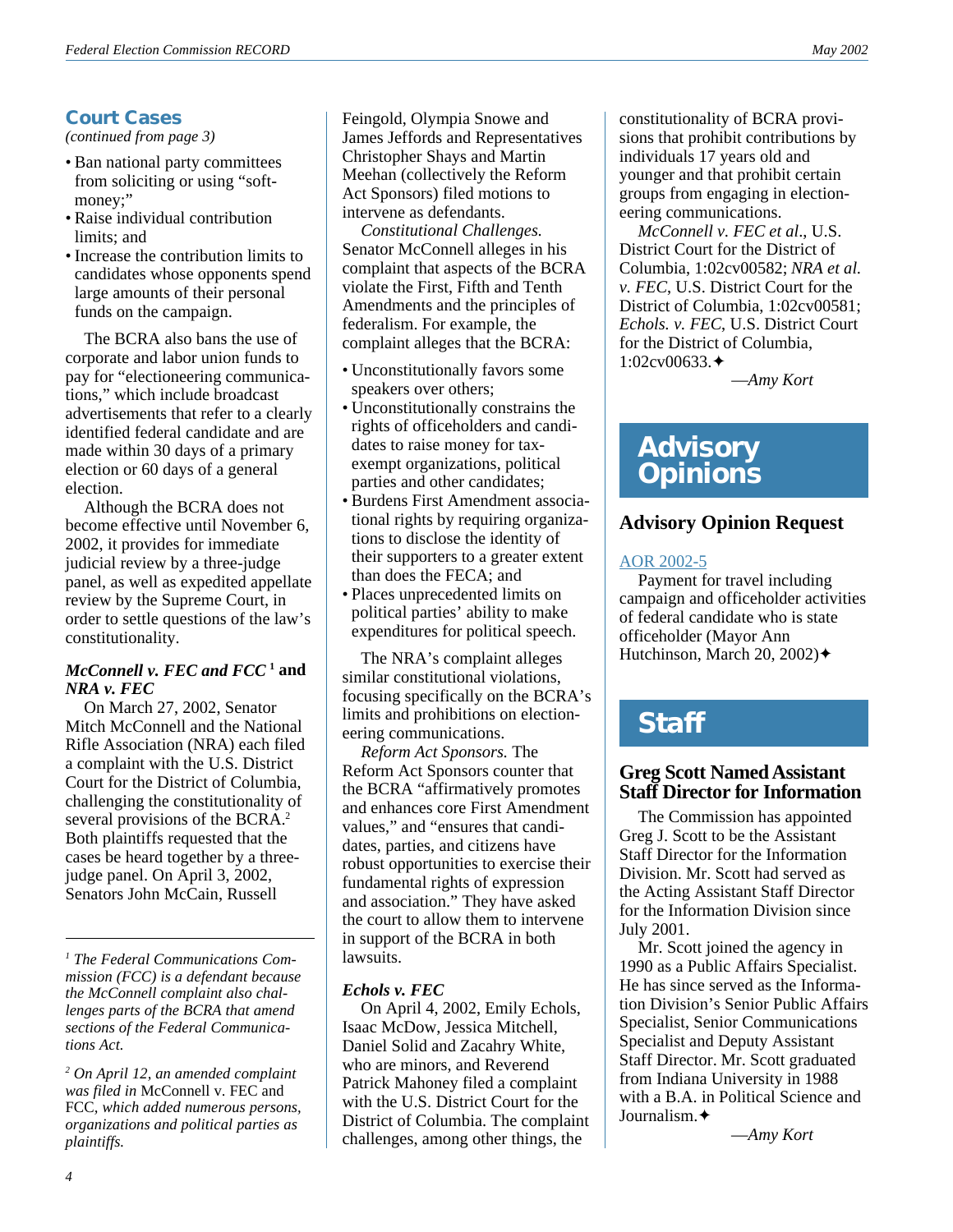## Court Cases

*(continued from page 3)*

- Ban national party committees from soliciting or using "soft-money;"
- Raise individual contribution limits; and
- Increase the contribution limits to candidates whose opponents spend large amounts of their personal funds on the campaign.

The BCRA also bans the use of corporate and labor union funds to pay for "electioneering communications," which include broadcast advertisements that refer to a clearly identified federal candidate and are made within 30 days of a primary election or 60 days of a general election.

Although the BCRA does not become effective until November 6, 2002, it provides for immediate judicial review by a three-judge panel, as well as expedited appellate review by the Supreme Court, in order to settle questions of the law's constitutionality.

### *McConnell v. FEC and FCC*[1] and *NRA v. FEC*

On March 27, 2002, Senator Mitch McConnell and the National Rifle Association (NRA) each filed a complaint with the U.S. District Court for the District of Columbia, challenging the constitutionality of several provisions of the BCRA.[2] Both plaintiffs requested that the cases be heard together by a three-judge panel. On April 3, 2002, Senators John McCain, Russell Feingold, Olympia Snowe and James Jeffords and Representatives Christopher Shays and Martin Meehan (collectively the Reform Act Sponsors) filed motions to intervene as defendants.

*Constitutional Challenges.* Senator McConnell alleges in his complaint that aspects of the BCRA violate the First, Fifth and Tenth Amendments and the principles of federalism. For example, the complaint alleges that the BCRA:

- Unconstitutionally favors some speakers over others;
- Unconstitutionally constrains the rights of officeholders and candidates to raise money for tax-exempt organizations, political parties and other candidates;
- Burdens First Amendment associational rights by requiring organizations to disclose the identity of their supporters to a greater extent than does the FECA; and
- Places unprecedented limits on political parties' ability to make expenditures for political speech.

The NRA's complaint alleges similar constitutional violations, focusing specifically on the BCRA's limits and prohibitions on electioneering communications.

*Reform Act Sponsors.* The Reform Act Sponsors counter that the BCRA "affirmatively promotes and enhances core First Amendment values," and "ensures that candidates, parties, and citizens have robust opportunities to exercise their fundamental rights of expression and association." They have asked the court to allow them to intervene in support of the BCRA in both lawsuits.

### *Echols v. FEC*

On April 4, 2002, Emily Echols, Isaac McDow, Jessica Mitchell, Daniel Solid and Zacahry White, who are minors, and Reverend Patrick Mahoney filed a complaint with the U.S. District Court for the District of Columbia. The complaint challenges, among other things, the constitutionality of BCRA provisions that prohibit contributions by individuals 17 years old and younger and that prohibit certain groups from engaging in electioneering communications.

*McConnell v. FEC et al*., U.S. District Court for the District of Columbia, 1:02cv00582; *NRA et al. v. FEC*, U.S. District Court for the District of Columbia, 1:02cv00581; *Echols. v. FEC*, U.S. District Court for the District of Columbia, 1:02cv00633.✦

—*Amy Kort*

*[1] The Federal Communications Commission (FCC) is a defendant because the McConnell complaint also challenges parts of the BCRA that amend sections of the Federal Communications Act.*

*[2] On April 12, an amended complaint was filed in* McConnell v. FEC and FCC*, which added numerous persons, organizations and political parties as plaintiffs.*

## Advisory Opinions

### Advisory Opinion Request

AOR 2002-5

Payment for travel including campaign and officeholder activities of federal candidate who is state officeholder (Mayor Ann Hutchinson, March 20, 2002)✦

## Staff

### Greg Scott Named Assistant Staff Director for Information

The Commission has appointed Greg J. Scott to be the Assistant Staff Director for the Information Division. Mr. Scott had served as the Acting Assistant Staff Director for the Information Division since July 2001.

Mr. Scott joined the agency in 1990 as a Public Affairs Specialist. He has since served as the Information Division's Senior Public Affairs Specialist, Senior Communications Specialist and Deputy Assistant Staff Director. Mr. Scott graduated from Indiana University in 1988 with a B.A. in Political Science and Journalism.✦

—*Amy Kort*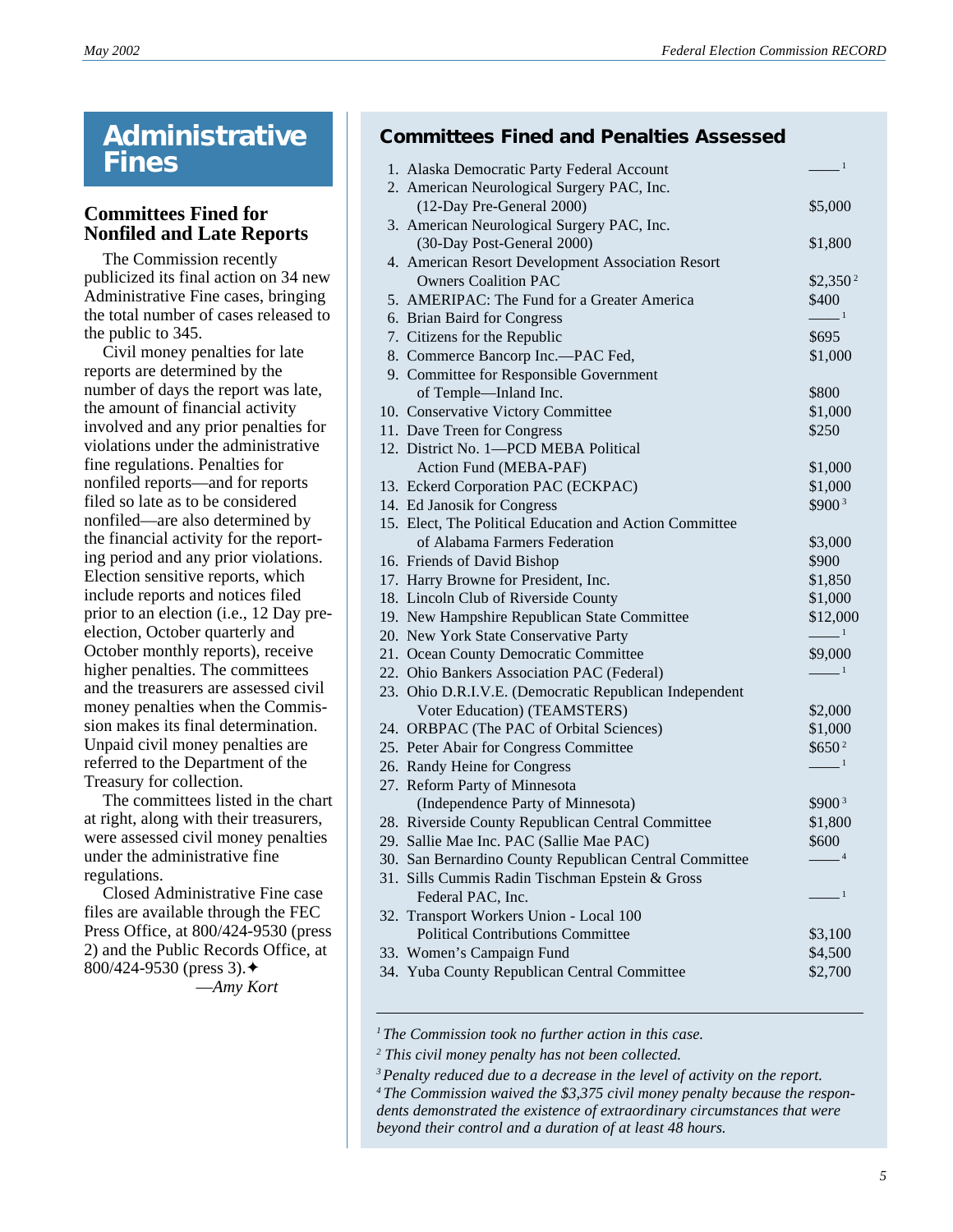# Administrative Fines

## Committees Fined for Nonfiled and Late Reports

The Commission recently publicized its final action on 34 new Administrative Fine cases, bringing the total number of cases released to the public to 345.

Civil money penalties for late reports are determined by the number of days the report was late, the amount of financial activity involved and any prior penalties for violations under the administrative fine regulations. Penalties for nonfiled reports—and for reports filed so late as to be considered nonfiled—are also determined by the financial activity for the reporting period and any prior violations. Election sensitive reports, which include reports and notices filed prior to an election (i.e., 12 Day pre-election, October quarterly and October monthly reports), receive higher penalties. The committees and the treasurers are assessed civil money penalties when the Commission makes its final determination. Unpaid civil money penalties are referred to the Department of the Treasury for collection.

The committees listed in the chart at right, along with their treasurers, were assessed civil money penalties under the administrative fine regulations.

Closed Administrative Fine case files are available through the FEC Press Office, at 800/424-9530 (press 2) and the Public Records Office, at 800/424-9530 (press 3).✦

*—Amy Kort*

### Committees Fined and Penalties Assessed

| | Committee | Penalty |
|---|---|---|
| 1. | Alaska Democratic Party Federal Account | ——[1] |
| 2. | American Neurological Surgery PAC, Inc. (12-Day Pre-General 2000) | $5,000 |
| 3. | American Neurological Surgery PAC, Inc. (30-Day Post-General 2000) | $1,800 |
| 4. | American Resort Development Association Resort Owners Coalition PAC | $2,350[2] |
| 5. | AMERIPAC: The Fund for a Greater America | $400 |
| 6. | Brian Baird for Congress | ——[1] |
| 7. | Citizens for the Republic | $695 |
| 8. | Commerce Bancorp Inc.—PAC Fed, | $1,000 |
| 9. | Committee for Responsible Government of Temple—Inland Inc. | $800 |
| 10. | Conservative Victory Committee | $1,000 |
| 11. | Dave Treen for Congress | $250 |
| 12. | District No. 1—PCD MEBA Political Action Fund (MEBA-PAF) | $1,000 |
| 13. | Eckerd Corporation PAC (ECKPAC) | $1,000 |
| 14. | Ed Janosik for Congress | $900[3] |
| 15. | Elect, The Political Education and Action Committee of Alabama Farmers Federation | $3,000 |
| 16. | Friends of David Bishop | $900 |
| 17. | Harry Browne for President, Inc. | $1,850 |
| 18. | Lincoln Club of Riverside County | $1,000 |
| 19. | New Hampshire Republican State Committee | $12,000 |
| 20. | New York State Conservative Party | ——[1] |
| 21. | Ocean County Democratic Committee | $9,000 |
| 22. | Ohio Bankers Association PAC (Federal) | ——[1] |
| 23. | Ohio D.R.I.V.E. (Democratic Republican Independent Voter Education) (TEAMSTERS) | $2,000 |
| 24. | ORBPAC (The PAC of Orbital Sciences) | $1,000 |
| 25. | Peter Abair for Congress Committee | $650[2] |
| 26. | Randy Heine for Congress | ——[1] |
| 27. | Reform Party of Minnesota (Independence Party of Minnesota) | $900[3] |
| 28. | Riverside County Republican Central Committee | $1,800 |
| 29. | Sallie Mae Inc. PAC (Sallie Mae PAC) | $600 |
| 30. | San Bernardino County Republican Central Committee | ——[4] |
| 31. | Sills Cummis Radin Tischman Epstein & Gross Federal PAC, Inc. | ——[1] |
| 32. | Transport Workers Union - Local 100 Political Contributions Committee | $3,100 |
| 33. | Women's Campaign Fund | $4,500 |
| 34. | Yuba County Republican Central Committee | $2,700 |

*[1] The Commission took no further action in this case.*

*[2] This civil money penalty has not been collected.*

*[3] Penalty reduced due to a decrease in the level of activity on the report.*

*[4] The Commission waived the $3,375 civil money penalty because the respondents demonstrated the existence of extraordinary circumstances that were beyond their control and a duration of at least 48 hours.*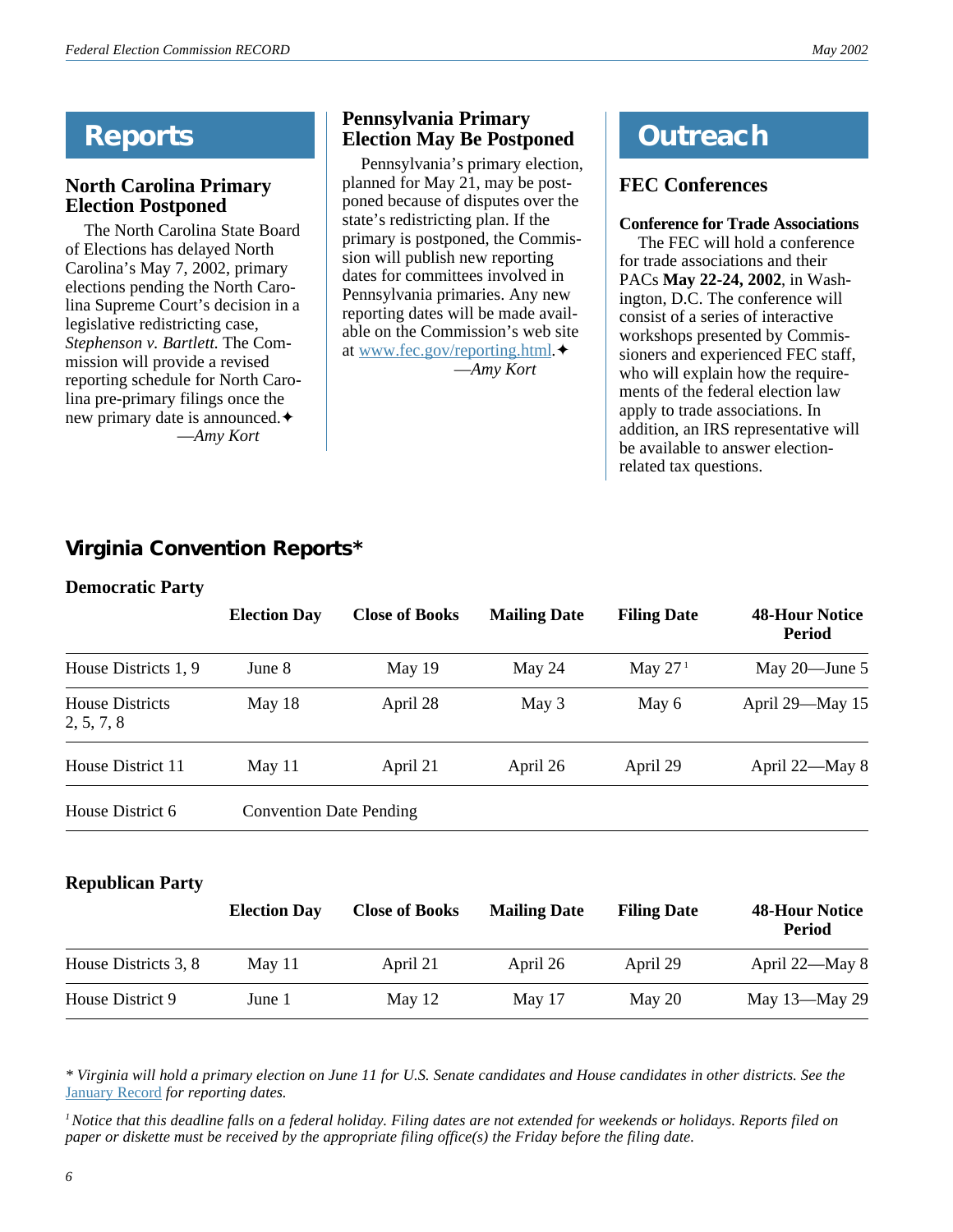# Reports

## North Carolina Primary Election Postponed

The North Carolina State Board of Elections has delayed North Carolina's May 7, 2002, primary elections pending the North Carolina Supreme Court's decision in a legislative redistricting case, *Stephenson v. Bartlett*. The Commission will provide a revised reporting schedule for North Carolina pre-primary filings once the new primary date is announced.✦

—*Amy Kort*

## Pennsylvania Primary Election May Be Postponed

Pennsylvania's primary election, planned for May 21, may be postponed because of disputes over the state's redistricting plan. If the primary is postponed, the Commission will publish new reporting dates for committees involved in Pennsylvania primaries. Any new reporting dates will be made available on the Commission's web site at www.fec.gov/reporting.html.✦

—*Amy Kort*

# Outreach

## FEC Conferences

**Conference for Trade Associations**

The FEC will hold a conference for trade associations and their PACs **May 22-24, 2002**, in Washington, D.C. The conference will consist of a series of interactive workshops presented by Commissioners and experienced FEC staff, who will explain how the requirements of the federal election law apply to trade associations. In addition, an IRS representative will be available to answer election-related tax questions.

## Virginia Convention Reports*

**Democratic Party**

| | Election Day | Close of Books | Mailing Date | Filing Date | 48-Hour Notice Period |
|---|---|---|---|---|---|
| House Districts 1, 9 | June 8 | May 19 | May 24 | May 27[1] | May 20—June 5 |
| House Districts 2, 5, 7, 8 | May 18 | April 28 | May 3 | May 6 | April 29—May 15 |
| House District 11 | May 11 | April 21 | April 26 | April 29 | April 22—May 8 |
| House District 6 | Convention Date Pending | | | | |

**Republican Party**

| | Election Day | Close of Books | Mailing Date | Filing Date | 48-Hour Notice Period |
|---|---|---|---|---|---|
| House Districts 3, 8 | May 11 | April 21 | April 26 | April 29 | April 22—May 8 |
| House District 9 | June 1 | May 12 | May 17 | May 20 | May 13—May 29 |

*\* Virginia will hold a primary election on June 11 for U.S. Senate candidates and House candidates in other districts. See the January Record for reporting dates.*

*[1] Notice that this deadline falls on a federal holiday. Filing dates are not extended for weekends or holidays. Reports filed on paper or diskette must be received by the appropriate filing office(s) the Friday before the filing date.*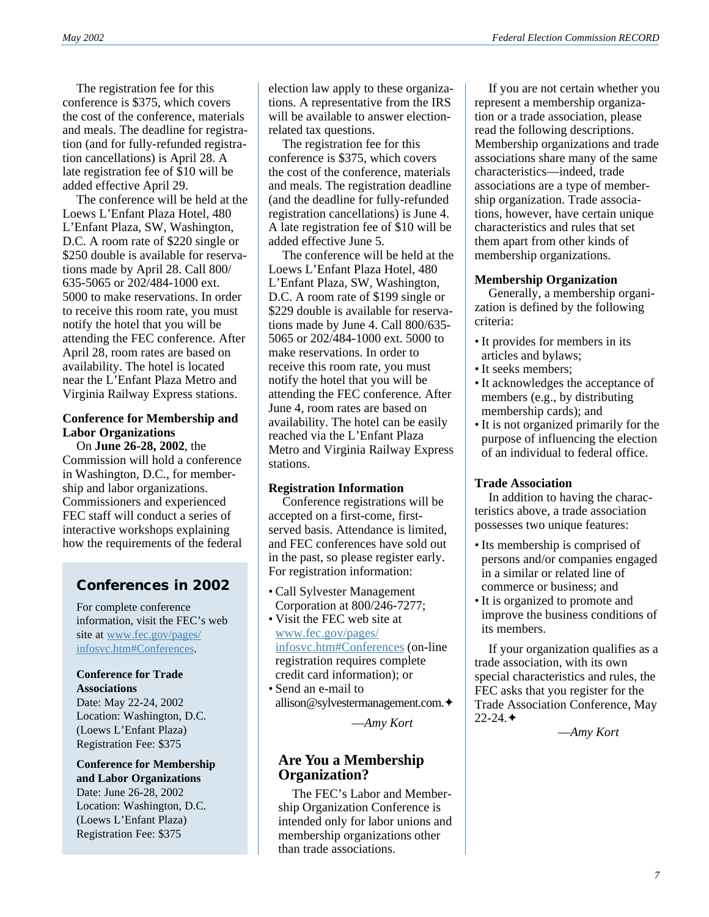The registration fee for this conference is $375, which covers the cost of the conference, materials and meals. The deadline for registration (and for fully-refunded registration cancellations) is April 28. A late registration fee of $10 will be added effective April 29.

The conference will be held at the Loews L'Enfant Plaza Hotel, 480 L'Enfant Plaza, SW, Washington, D.C. A room rate of $220 single or $250 double is available for reservations made by April 28. Call 800/635-5065 or 202/484-1000 ext. 5000 to make reservations. In order to receive this room rate, you must notify the hotel that you will be attending the FEC conference. After April 28, room rates are based on availability. The hotel is located near the L'Enfant Plaza Metro and Virginia Railway Express stations.

**Conference for Membership and Labor Organizations**

On **June 26-28, 2002**, the Commission will hold a conference in Washington, D.C., for membership and labor organizations. Commissioners and experienced FEC staff will conduct a series of interactive workshops explaining how the requirements of the federal election law apply to these organizations. A representative from the IRS will be available to answer election-related tax questions.

The registration fee for this conference is $375, which covers the cost of the conference, materials and meals. The registration deadline (and the deadline for fully-refunded registration cancellations) is June 4. A late registration fee of $10 will be added effective June 5.

The conference will be held at the Loews L'Enfant Plaza Hotel, 480 L'Enfant Plaza, SW, Washington, D.C. A room rate of $199 single or $229 double is available for reservations made by June 4. Call 800/635-5065 or 202/484-1000 ext. 5000 to make reservations. In order to receive this room rate, you must notify the hotel that you will be attending the FEC conference. After June 4, room rates are based on availability. The hotel can be easily reached via the L'Enfant Plaza Metro and Virginia Railway Express stations.

**Registration Information**

Conference registrations will be accepted on a first-come, first-served basis. Attendance is limited, and FEC conferences have sold out in the past, so please register early. For registration information:

- Call Sylvester Management Corporation at 800/246-7277;
- Visit the FEC web site at www.fec.gov/pages/infosvc.htm#Conferences (on-line registration requires complete credit card information); or
- Send an e-mail to allison@sylvestermanagement.com.✦

—*Amy Kort*

## Conferences in 2002

For complete conference information, visit the FEC's web site at www.fec.gov/pages/infosvc.htm#Conferences.

**Conference for Trade Associations**
Date: May 22-24, 2002
Location: Washington, D.C. (Loews L'Enfant Plaza)
Registration Fee: $375

**Conference for Membership and Labor Organizations**
Date: June 26-28, 2002
Location: Washington, D.C. (Loews L'Enfant Plaza)
Registration Fee: $375

## Are You a Membership Organization?

The FEC's Labor and Membership Organization Conference is intended only for labor unions and membership organizations other than trade associations.

If you are not certain whether you represent a membership organization or a trade association, please read the following descriptions. Membership organizations and trade associations share many of the same characteristics—indeed, trade associations are a type of membership organization. Trade associations, however, have certain unique characteristics and rules that set them apart from other kinds of membership organizations.

**Membership Organization**

Generally, a membership organization is defined by the following criteria:

- It provides for members in its articles and bylaws;
- It seeks members;
- It acknowledges the acceptance of members (e.g., by distributing membership cards); and
- It is not organized primarily for the purpose of influencing the election of an individual to federal office.

**Trade Association**

In addition to having the characteristics above, a trade association possesses two unique features:

- Its membership is comprised of persons and/or companies engaged in a similar or related line of commerce or business; and
- It is organized to promote and improve the business conditions of its members.

If your organization qualifies as a trade association, with its own special characteristics and rules, the FEC asks that you register for the Trade Association Conference, May 22-24.✦

—*Amy Kort*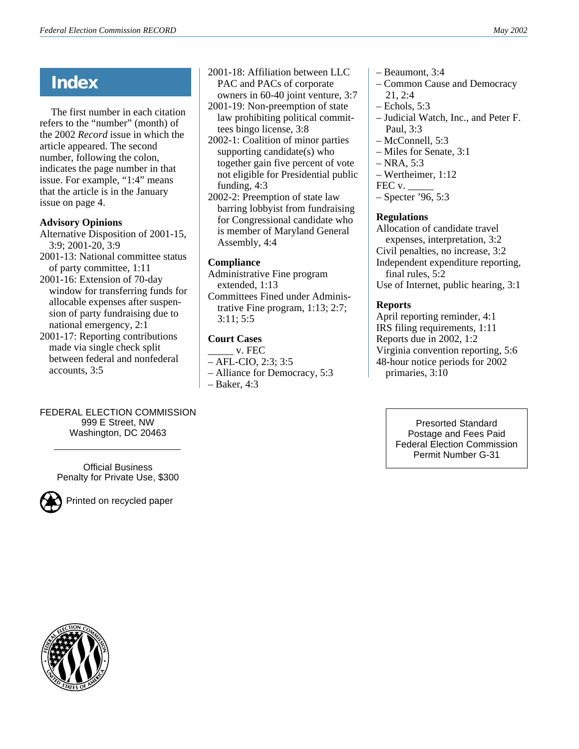# Index

The first number in each citation refers to the "number" (month) of the 2002 *Record* issue in which the article appeared. The second number, following the colon, indicates the page number in that issue. For example, "1:4" means that the article is in the January issue on page 4.

**Advisory Opinions**

Alternative Disposition of 2001-15, 3:9; 2001-20, 3:9

2001-13: National committee status of party committee, 1:11

2001-16: Extension of 70-day window for transferring funds for allocable expenses after suspension of party fundraising due to national emergency, 2:1

2001-17: Reporting contributions made via single check split between federal and nonfederal accounts, 3:5

2001-18: Affiliation between LLC PAC and PACs of corporate owners in 60-40 joint venture, 3:7

2001-19: Non-preemption of state law prohibiting political committees bingo license, 3:8

2002-1: Coalition of minor parties supporting candidate(s) who together gain five percent of vote not eligible for Presidential public funding, 4:3

2002-2: Preemption of state law barring lobbyist from fundraising for Congressional candidate who is member of Maryland General Assembly, 4:4

**Compliance**

Administrative Fine program extended, 1:13

Committees Fined under Administrative Fine program, 1:13; 2:7; 3:11; 5:5

**Court Cases**

_____ v. FEC

– AFL-CIO, 2:3; 3:5

– Alliance for Democracy, 5:3

– Baker, 4:3

– Beaumont, 3:4

– Common Cause and Democracy 21, 2:4

– Echols, 5:3

– Judicial Watch, Inc., and Peter F. Paul, 3:3

– McConnell, 5:3

– Miles for Senate, 3:1

– NRA, 5:3

– Wertheimer, 1:12

FEC v. _____

– Specter '96, 5:3

**Regulations**

Allocation of candidate travel expenses, interpretation, 3:2

Civil penalties, no increase, 3:2

Independent expenditure reporting, final rules, 5:2

Use of Internet, public hearing, 3:1

**Reports**

April reporting reminder, 4:1

IRS filing requirements, 1:11

Reports due in 2002, 1:2

Virginia convention reporting, 5:6

48-hour notice periods for 2002 primaries, 3:10

FEDERAL ELECTION COMMISSION
999 E Street, NW
Washington, DC 20463

Official Business
Penalty for Private Use, $300

Printed on recycled paper

Presorted Standard
Postage and Fees Paid
Federal Election Commission
Permit Number G-31